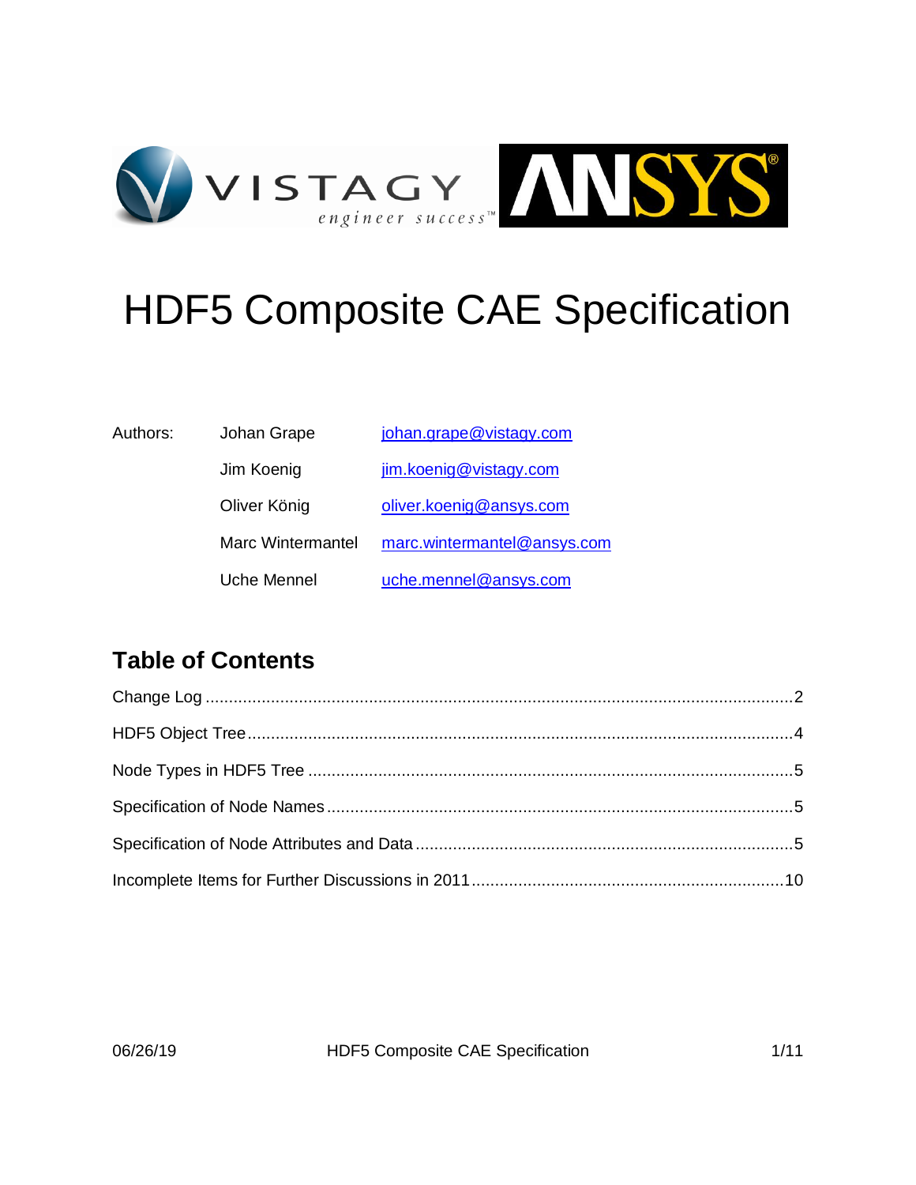# HDF5 Composite CAE Specification

| Authors: | Johan Grape | johan.grape@vistagy.com |
| --- | --- | --- |
| | Jim Koenig | jim.koenig@vistagy.com |
| | Oliver König | oliver.koenig@ansys.com |
| | Marc Wintermantel | marc.wintermantel@ansys.com |
| | Uche Mennel | uche.mennel@ansys.com |

## Table of Contents

Change Log ........................................ 2

HDF5 Object Tree ........................................ 4

Node Types in HDF5 Tree ........................................ 5

Specification of Node Names ........................................ 5

Specification of Node Attributes and Data ........................................ 5

Incomplete Items for Further Discussions in 2011 ........................................ 10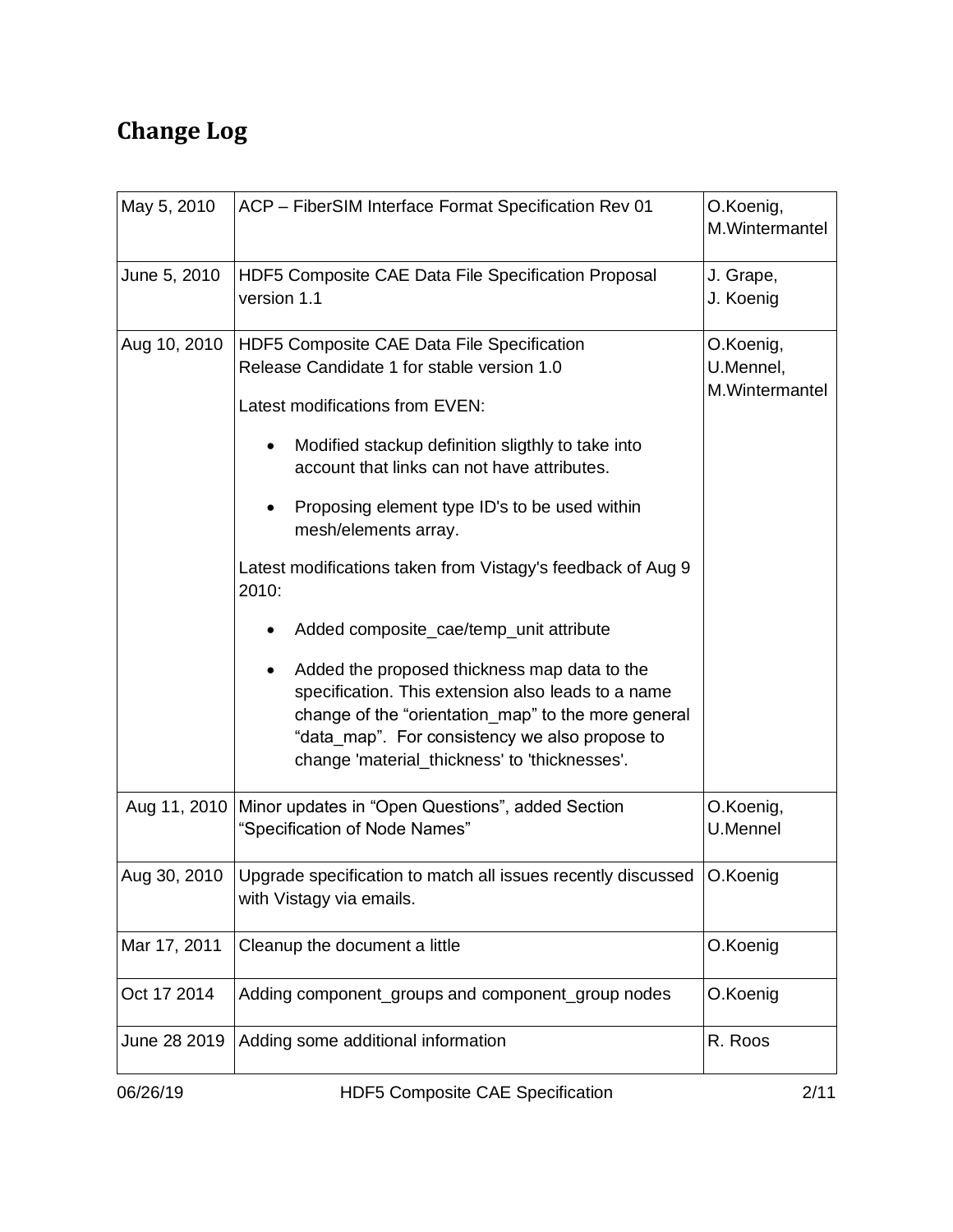# Change Log

| Date | Description | Author |
|---|---|---|
| May 5, 2010 | ACP – FiberSIM Interface Format Specification Rev 01 | O.Koenig, M.Wintermantel |
| June 5, 2010 | HDF5 Composite CAE Data File Specification Proposal version 1.1 | J. Grape, J. Koenig |
| Aug 10, 2010 | HDF5 Composite CAE Data File Specification Release Candidate 1 for stable version 1.0<br><br>Latest modifications from EVEN:<br><br>• Modified stackup definition sligthly to take into account that links can not have attributes.<br>• Proposing element type ID's to be used within mesh/elements array.<br><br>Latest modifications taken from Vistagy's feedback of Aug 9 2010:<br><br>• Added composite_cae/temp_unit attribute<br>• Added the proposed thickness map data to the specification. This extension also leads to a name change of the "orientation_map" to the more general "data_map". For consistency we also propose to change 'material_thickness' to 'thicknesses'. | O.Koenig, U.Mennel, M.Wintermantel |
| Aug 11, 2010 | Minor updates in "Open Questions", added Section "Specification of Node Names" | O.Koenig, U.Mennel |
| Aug 30, 2010 | Upgrade specification to match all issues recently discussed with Vistagy via emails. | O.Koenig |
| Mar 17, 2011 | Cleanup the document a little | O.Koenig |
| Oct 17 2014 | Adding component_groups and component_group nodes | O.Koenig |
| June 28 2019 | Adding some additional information | R. Roos |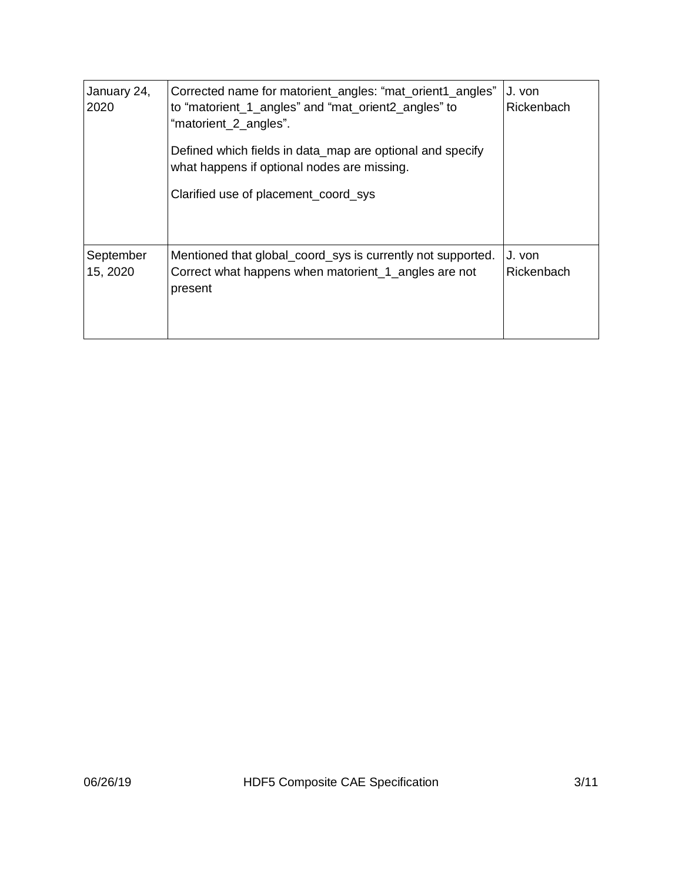| | | |
|---|---|---|
| January 24, 2020 | Corrected name for matorient_angles: “mat_orient1_angles” to “matorient_1_angles” and “mat_orient2_angles” to “matorient_2_angles”.<br><br>Defined which fields in data_map are optional and specify what happens if optional nodes are missing.<br><br>Clarified use of placement_coord_sys | J. von Rickenbach |
| September 15, 2020 | Mentioned that global_coord_sys is currently not supported. Correct what happens when matorient_1_angles are not present | J. von Rickenbach |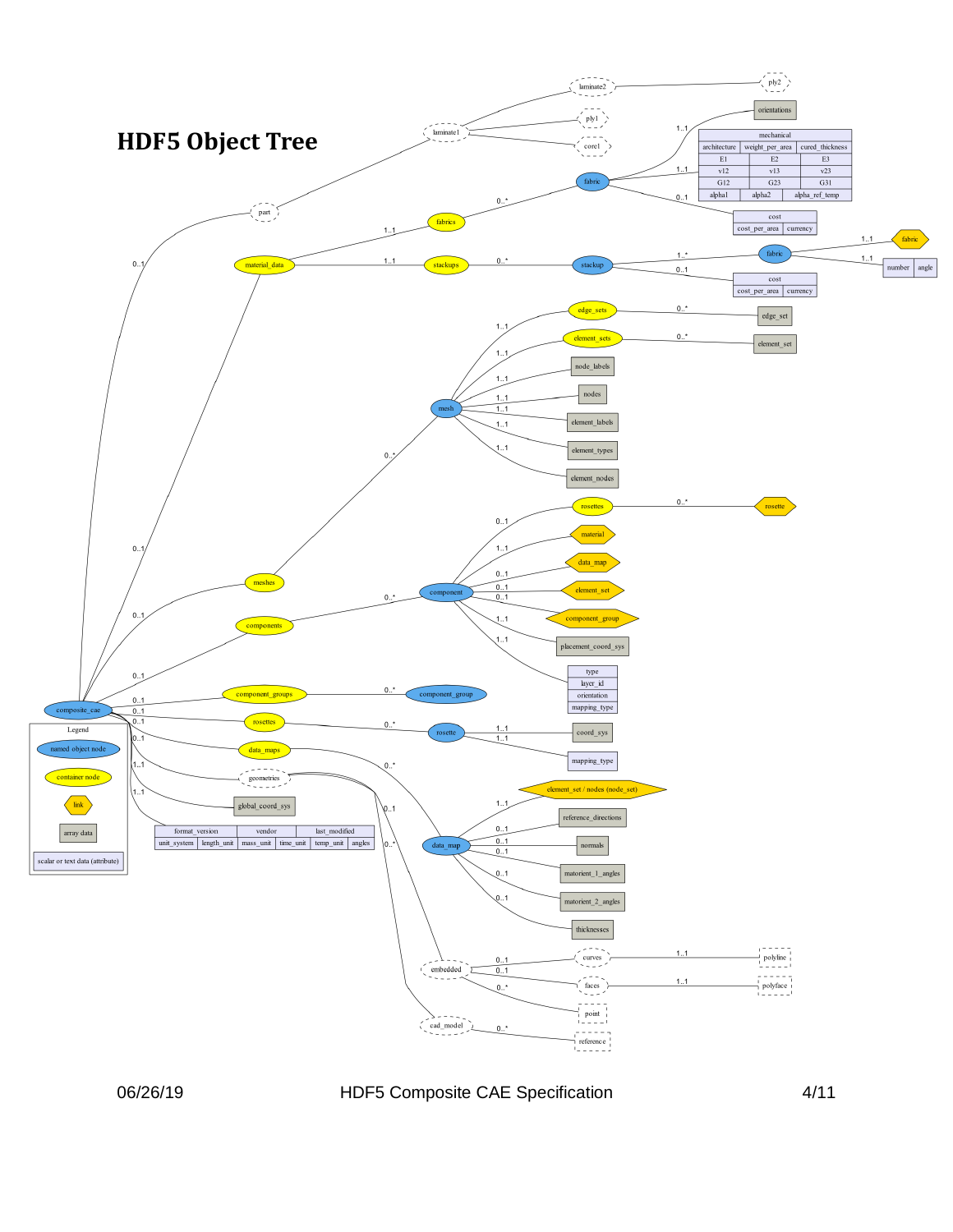# HDF5 Object Tree

- composite_cae
  - 0..1 part
    - laminate1
      - ply1
      - core1
    - laminate2
      - ply2
  - 0..1 material_data
    - 1..1 fabrics
      - 0..* fabric
        - 1..1 orientations
        - 1..1 mechanical

          | mechanical | | |
          |---|---|---|
          | architecture | weight_per_area | cured_thickness |
          | E1 | E2 | E3 |
          | v12 | v13 | v23 |
          | G12 | G23 | G31 |
          | alpha1 | alpha2 | alpha_ref_temp |

        - 0..1 cost

          | cost | |
          |---|---|
          | cost_per_area | currency |

    - 1..1 stackups
      - 0..* stackup
        - 1..* fabric
          - 1..1 fabric
          - 1..1 number | angle
        - 0..1 cost

          | cost | |
          |---|---|
          | cost_per_area | currency |

  - 0..1 meshes
    - 0..* mesh
      - 1..1 edge_sets
        - 0..* edge_set
      - 1..1 element_sets
        - 0..* element_set
      - 1..1 node_labels
      - 1..1 nodes
      - 1..1 element_labels
      - 1..1 element_types
      - 1..1 element_nodes
  - 0..1 components
    - 0..* component
      - 0..1 rosettes
        - 0..* rosette
      - 1..1 material
      - 0..1 data_map
      - 0..1 element_set
      - 0..1 component_group
      - 1..1 placement_coord_sys
      - 1..1 type | layer_id | orientation | mapping_type
  - 0..1 component_groups
    - 0..* component_group
  - 0..1 rosettes
    - 0..* rosette
      - 1..1 coord_sys
      - 1..1 mapping_type
  - 0..1 data_maps
    - 0..* data_map
      - 1..1 element_set / nodes (node_set)
      - 0..1 reference_directions
      - 0..1 normals
      - 0..1 matorient_1_angles
      - 0..1 matorient_2_angles
      - 0..1 thicknesses
  - 0..1 geometries
    - 0..1 embedded
      - 0..1 curves
        - 1..1 polyline
      - 0..1 faces
        - 1..1 polyface
      - 0..* point
    - 0..* cad_model
      - 0..* reference
  - 1..1 global_coord_sys
  - 1..1 attributes

    | format_version | | vendor | | last_modified | |
    |---|---|---|---|---|---|
    | unit_system | length_unit | mass_unit | time_unit | temp_unit | angles |

**Legend**

- named object node
- container node
- link
- array data
- scalar or text data (attribute)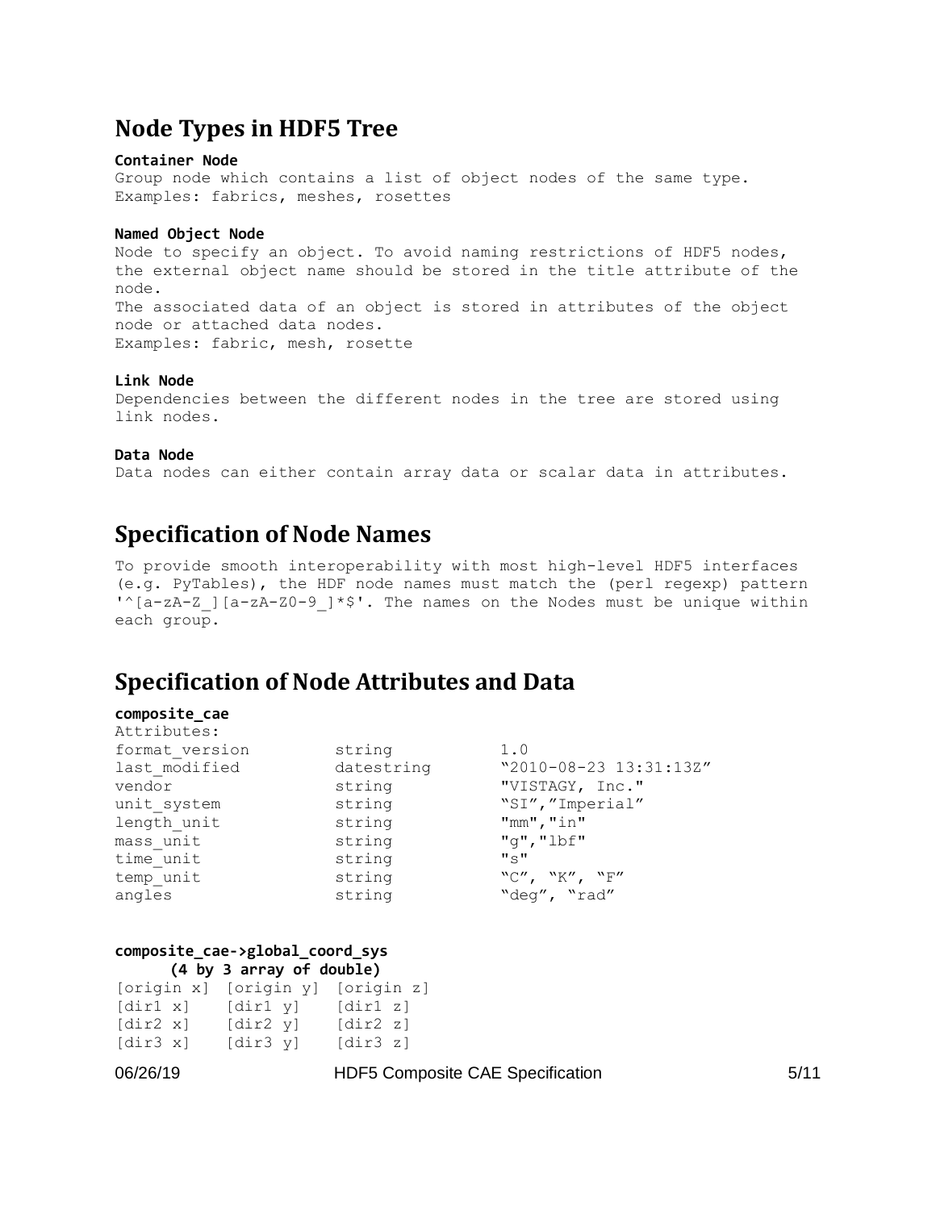## Node Types in HDF5 Tree

**Container Node**

Group node which contains a list of object nodes of the same type.
Examples: fabrics, meshes, rosettes

**Named Object Node**

Node to specify an object. To avoid naming restrictions of HDF5 nodes, the external object name should be stored in the title attribute of the node.
The associated data of an object is stored in attributes of the object node or attached data nodes.
Examples: fabric, mesh, rosette

**Link Node**

Dependencies between the different nodes in the tree are stored using link nodes.

**Data Node**

Data nodes can either contain array data or scalar data in attributes.

## Specification of Node Names

To provide smooth interoperability with most high-level HDF5 interfaces (e.g. PyTables), the HDF node names must match the (perl regexp) pattern '^[a-zA-Z_][a-zA-Z0-9_]*$'. The names on the Nodes must be unique within each group.

## Specification of Node Attributes and Data

**composite_cae**

Attributes:

| | | |
|---|---|---|
| format_version | string | 1.0 |
| last_modified | datestring | "2010-08-23 13:31:13Z" |
| vendor | string | "VISTAGY, Inc." |
| unit_system | string | "SI","Imperial" |
| length_unit | string | "mm","in" |
| mass_unit | string | "g","lbf" |
| time_unit | string | "s" |
| temp_unit | string | "C", "K", "F" |
| angles | string | "deg", "rad" |

**composite_cae->global_coord_sys**
**(4 by 3 array of double)**

```
[origin x] [origin y] [origin z]
[dir1 x]   [dir1 y]   [dir1 z]
[dir2 x]   [dir2 y]   [dir2 z]
[dir3 x]   [dir3 y]   [dir3 z]
```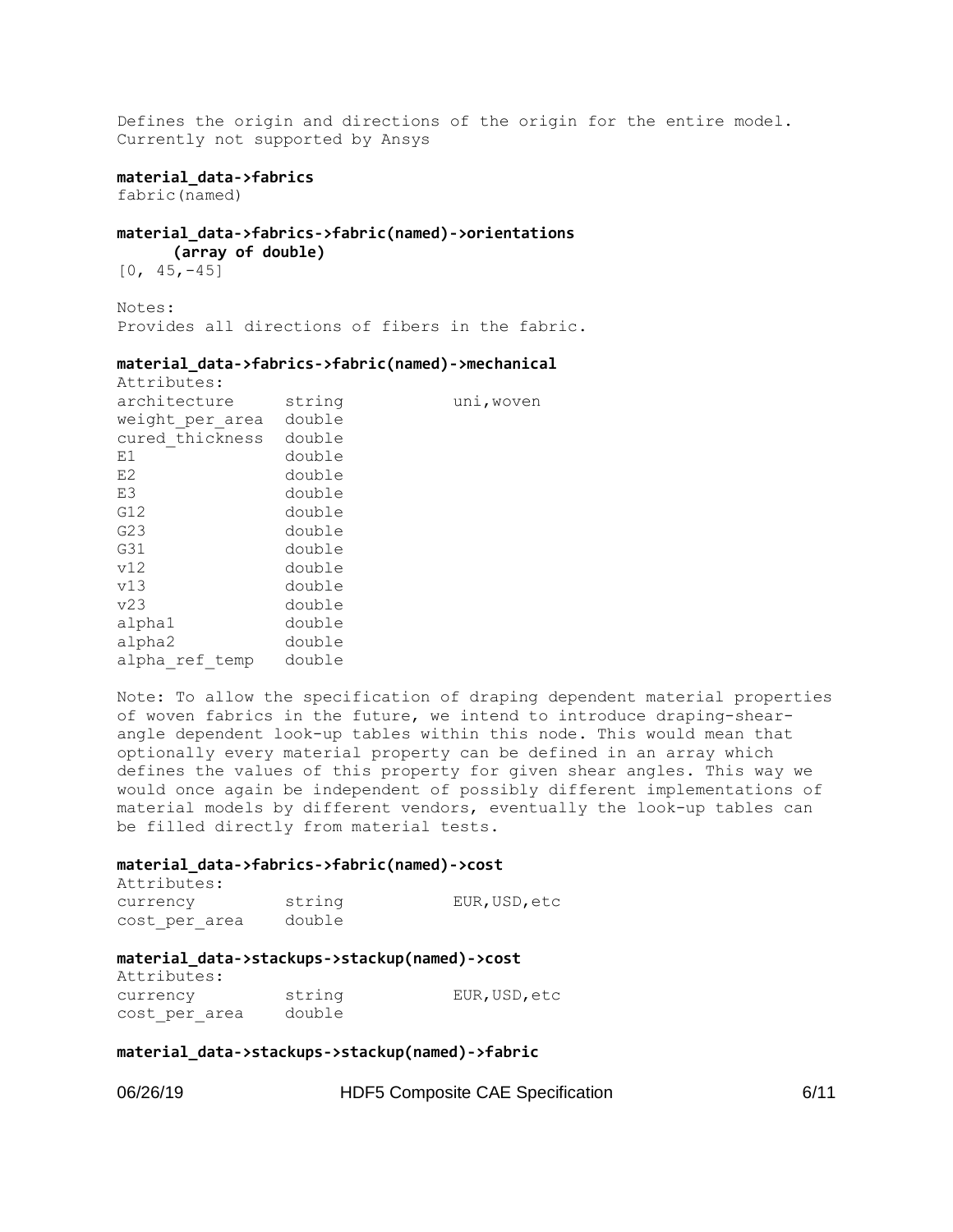Defines the origin and directions of the origin for the entire model. Currently not supported by Ansys

**material_data->fabrics**

fabric(named)

**material_data->fabrics->fabric(named)->orientations (array of double)**

[0, 45,-45]

Notes:
Provides all directions of fibers in the fabric.

**material_data->fabrics->fabric(named)->mechanical**

Attributes:

| | | |
|---|---|---|
| architecture | string | uni,woven |
| weight_per_area | double | |
| cured_thickness | double | |
| E1 | double | |
| E2 | double | |
| E3 | double | |
| G12 | double | |
| G23 | double | |
| G31 | double | |
| v12 | double | |
| v13 | double | |
| v23 | double | |
| alpha1 | double | |
| alpha2 | double | |
| alpha_ref_temp | double | |

Note: To allow the specification of draping dependent material properties of woven fabrics in the future, we intend to introduce draping-shear-angle dependent look-up tables within this node. This would mean that optionally every material property can be defined in an array which defines the values of this property for given shear angles. This way we would once again be independent of possibly different implementations of material models by different vendors, eventually the look-up tables can be filled directly from material tests.

**material_data->fabrics->fabric(named)->cost**

Attributes:

| | | |
|---|---|---|
| currency | string | EUR,USD,etc |
| cost_per_area | double | |

**material_data->stackups->stackup(named)->cost**

Attributes:

| | | |
|---|---|---|
| currency | string | EUR,USD,etc |
| cost_per_area | double | |

**material_data->stackups->stackup(named)->fabric**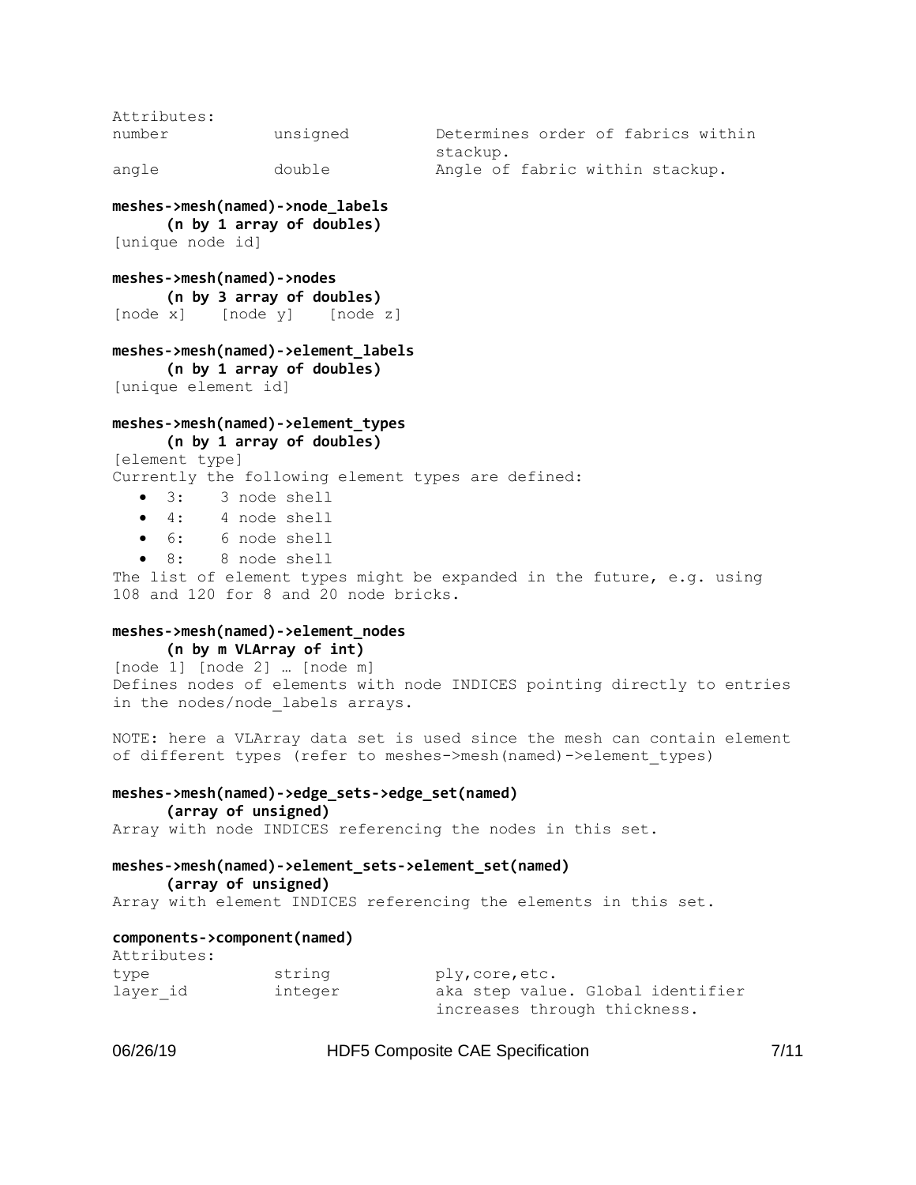Attributes:

| | | |
|---|---|---|
| number | unsigned | Determines order of fabrics within stackup. |
| angle | double | Angle of fabric within stackup. |

**meshes->mesh(named)->node_labels**
**(n by 1 array of doubles)**

[unique node id]

**meshes->mesh(named)->nodes**
**(n by 3 array of doubles)**

[node x] [node y] [node z]

**meshes->mesh(named)->element_labels**
**(n by 1 array of doubles)**

[unique element id]

**meshes->mesh(named)->element_types**
**(n by 1 array of doubles)**

[element type]

Currently the following element types are defined:

- 3: 3 node shell
- 4: 4 node shell
- 6: 6 node shell
- 8: 8 node shell

The list of element types might be expanded in the future, e.g. using 108 and 120 for 8 and 20 node bricks.

**meshes->mesh(named)->element_nodes**
**(n by m VLArray of int)**

[node 1] [node 2] … [node m]

Defines nodes of elements with node INDICES pointing directly to entries in the nodes/node_labels arrays.

NOTE: here a VLArray data set is used since the mesh can contain element of different types (refer to meshes->mesh(named)->element_types)

**meshes->mesh(named)->edge_sets->edge_set(named)**
**(array of unsigned)**

Array with node INDICES referencing the nodes in this set.

**meshes->mesh(named)->element_sets->element_set(named)**
**(array of unsigned)**

Array with element INDICES referencing the elements in this set.

**components->component(named)**

Attributes:

| | | |
|---|---|---|
| type | string | ply,core,etc. |
| layer_id | integer | aka step value. Global identifier increases through thickness. |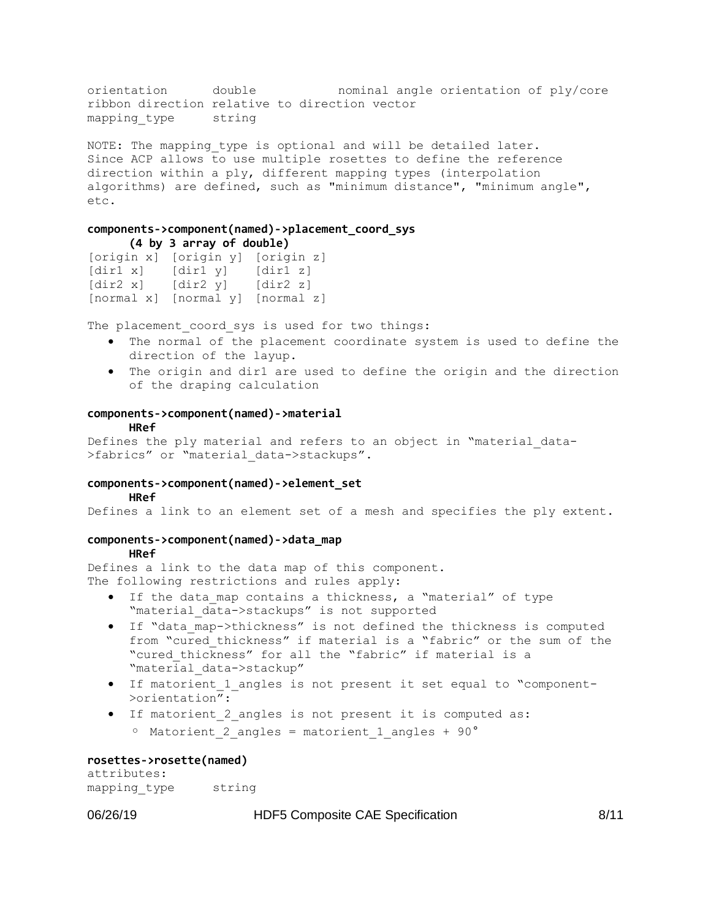```
orientation      double          nominal angle orientation of ply/core
ribbon direction relative to direction vector
mapping_type     string
```

NOTE: The mapping_type is optional and will be detailed later. Since ACP allows to use multiple rosettes to define the reference direction within a ply, different mapping types (interpolation algorithms) are defined, such as "minimum distance", "minimum angle", etc.

**components->component(named)->placement_coord_sys**
**(4 by 3 array of double)**

```
[origin x] [origin y] [origin z]
[dir1 x]   [dir1 y]   [dir1 z]
[dir2 x]   [dir2 y]   [dir2 z]
[normal x] [normal y] [normal z]
```

The placement_coord_sys is used for two things:

- The normal of the placement coordinate system is used to define the direction of the layup.
- The origin and dir1 are used to define the origin and the direction of the draping calculation

**components->component(named)->material**
**HRef**

Defines the ply material and refers to an object in "material_data->fabrics" or "material_data->stackups".

**components->component(named)->element_set**
**HRef**

Defines a link to an element set of a mesh and specifies the ply extent.

**components->component(named)->data_map**
**HRef**

Defines a link to the data map of this component.
The following restrictions and rules apply:

- If the data_map contains a thickness, a "material" of type "material_data->stackups" is not supported
- If "data_map->thickness" is not defined the thickness is computed from "cured_thickness" if material is a "fabric" or the sum of the "cured_thickness" for all the "fabric" if material is a "material_data->stackup"
- If matorient_1_angles is not present it set equal to "component->orientation":
- If matorient_2_angles is not present it is computed as:
  - Matorient_2_angles = matorient_1_angles + 90°

**rosettes->rosette(named)**

```
attributes:
mapping_type     string
```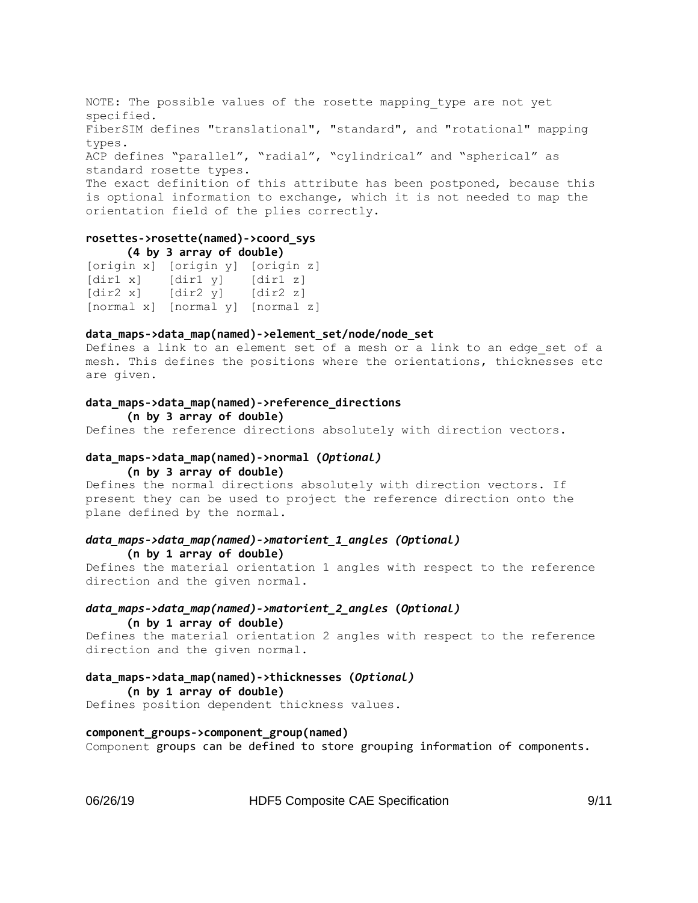NOTE: The possible values of the rosette mapping_type are not yet specified.
FiberSIM defines "translational", "standard", and "rotational" mapping types.
ACP defines "parallel", "radial", "cylindrical" and "spherical" as standard rosette types.
The exact definition of this attribute has been postponed, because this is optional information to exchange, which it is not needed to map the orientation field of the plies correctly.

**rosettes->rosette(named)->coord_sys**
**(4 by 3 array of double)**

```
[origin x]  [origin y]  [origin z]
[dir1 x]    [dir1 y]    [dir1 z]
[dir2 x]    [dir2 y]    [dir2 z]
[normal x]  [normal y]  [normal z]
```

**data_maps->data_map(named)->element_set/node/node_set**

Defines a link to an element set of a mesh or a link to an edge_set of a mesh. This defines the positions where the orientations, thicknesses etc are given.

**data_maps->data_map(named)->reference_directions**
**(n by 3 array of double)**

Defines the reference directions absolutely with direction vectors.

**data_maps->data_map(named)->normal (*Optional)***
**(n by 3 array of double)**

Defines the normal directions absolutely with direction vectors. If present they can be used to project the reference direction onto the plane defined by the normal.

***data_maps->data_map(named)->matorient_1_angles (Optional)***
**(n by 1 array of double)**

Defines the material orientation 1 angles with respect to the reference direction and the given normal.

***data_maps->data_map(named)->matorient_2_angles* (*Optional)***
**(n by 1 array of double)**

Defines the material orientation 2 angles with respect to the reference direction and the given normal.

**data_maps->data_map(named)->thicknesses (*Optional)***
**(n by 1 array of double)**

Defines position dependent thickness values.

**component_groups->component_group(named)**

Component groups can be defined to store grouping information of components.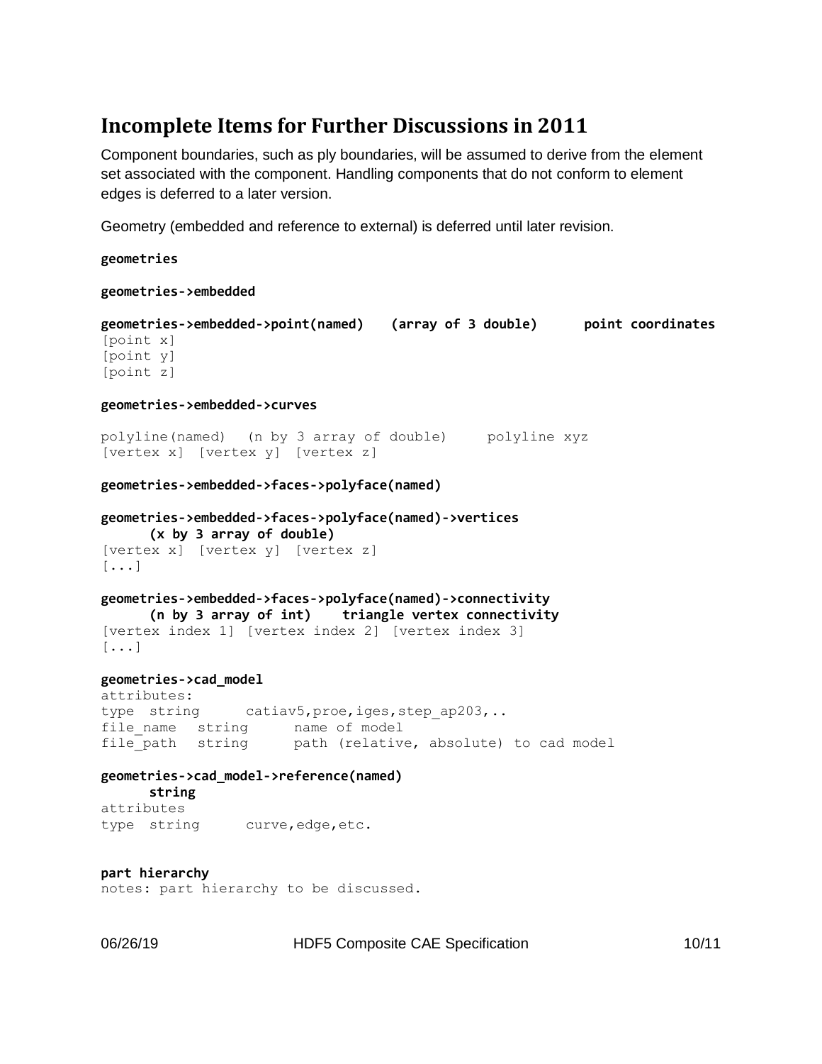## Incomplete Items for Further Discussions in 2011

Component boundaries, such as ply boundaries, will be assumed to derive from the element set associated with the component. Handling components that do not conform to element edges is deferred to a later version.

Geometry (embedded and reference to external) is deferred until later revision.

**geometries**

**geometries->embedded**

**geometries->embedded->point(named) (array of 3 double) point coordinates**

```
[point x]
[point y]
[point z]
```

**geometries->embedded->curves**

```
polyline(named)  (n by 3 array of double)     polyline xyz
[vertex x]  [vertex y]  [vertex z]
```

**geometries->embedded->faces->polyface(named)**

**geometries->embedded->faces->polyface(named)->vertices**
**(x by 3 array of double)**

```
[vertex x]  [vertex y]  [vertex z]
[...]
```

**geometries->embedded->faces->polyface(named)->connectivity**
**(n by 3 array of int) triangle vertex connectivity**

```
[vertex index 1] [vertex index 2] [vertex index 3]
[...]
```

**geometries->cad_model**

```
attributes:
type  string      catiav5,proe,iges,step_ap203,..
file_name   string      name of model
file_path   string      path (relative, absolute) to cad model
```

**geometries->cad_model->reference(named)**
**string**

```
attributes
type  string      curve,edge,etc.
```

**part hierarchy**

```
notes: part hierarchy to be discussed.
```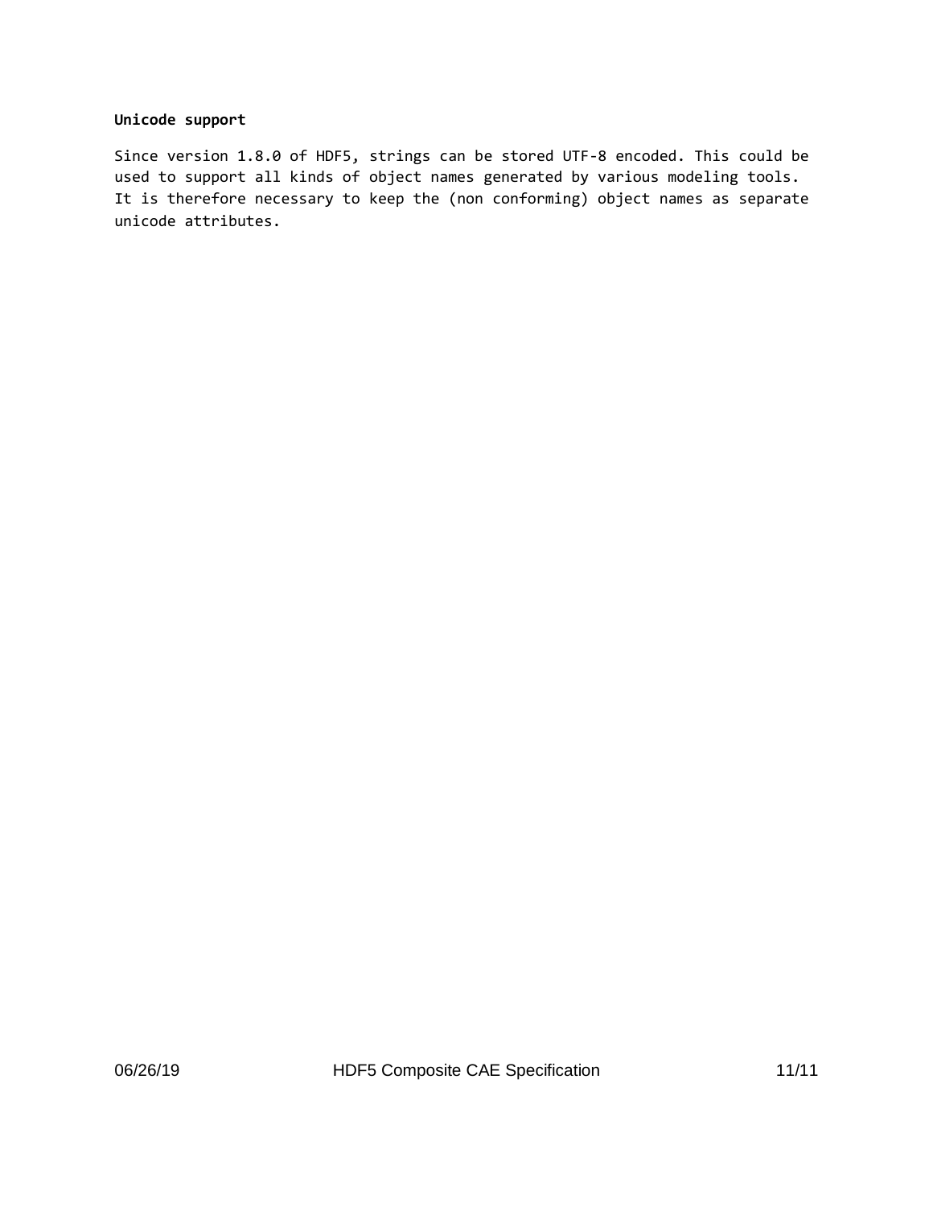**Unicode support**

Since version 1.8.0 of HDF5, strings can be stored UTF-8 encoded. This could be used to support all kinds of object names generated by various modeling tools. It is therefore necessary to keep the (non conforming) object names as separate unicode attributes.